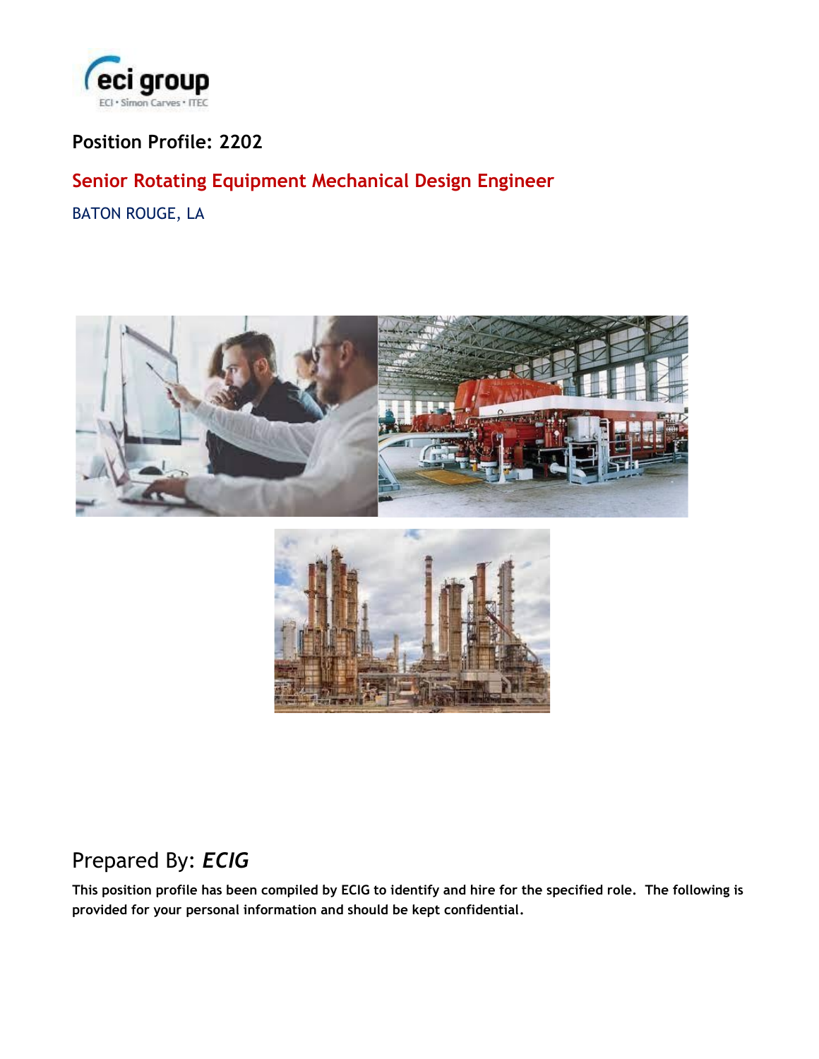Position Profile: 2202

# Senior Rotating Equipment Mechanical Design Engineer

BATON ROUGE, LA

Prepared By: ***ECIG***

**This position profile has been compiled by ECIG to identify and hire for the specified role. The following is provided for your personal information and should be kept confidential.**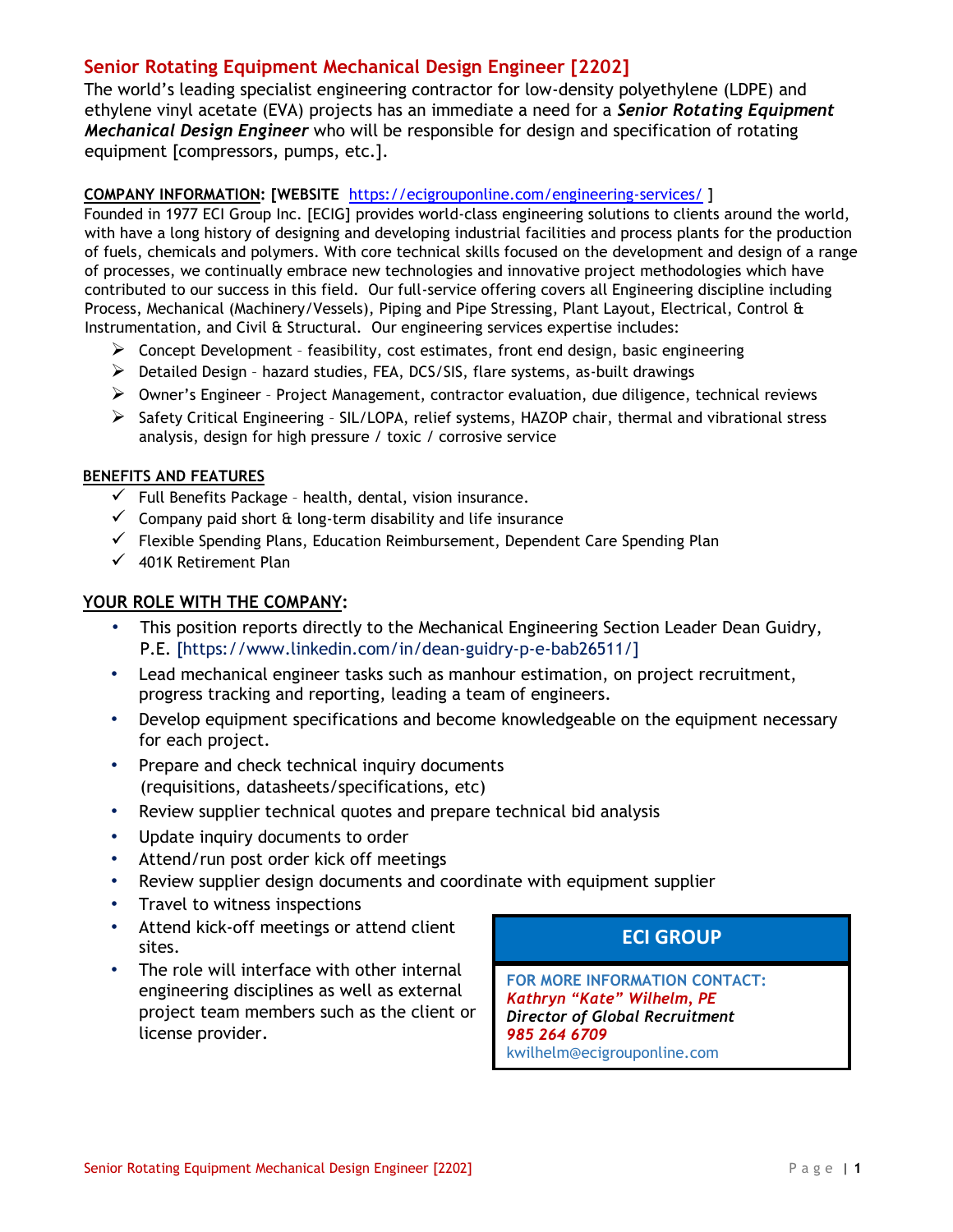## Senior Rotating Equipment Mechanical Design Engineer [2202]

The world's leading specialist engineering contractor for low-density polyethylene (LDPE) and ethylene vinyl acetate (EVA) projects has an immediate a need for a ***Senior Rotating Equipment Mechanical Design Engineer*** who will be responsible for design and specification of rotating equipment [compressors, pumps, etc.].

**COMPANY INFORMATION: [WEBSITE** [https://ecigrouponline.com/engineering-services/](https://ecigrouponline.com/engineering-services/) ]

Founded in 1977 ECI Group Inc. [ECIG] provides world-class engineering solutions to clients around the world, with have a long history of designing and developing industrial facilities and process plants for the production of fuels, chemicals and polymers. With core technical skills focused on the development and design of a range of processes, we continually embrace new technologies and innovative project methodologies which have contributed to our success in this field. Our full-service offering covers all Engineering discipline including Process, Mechanical (Machinery/Vessels), Piping and Pipe Stressing, Plant Layout, Electrical, Control & Instrumentation, and Civil & Structural. Our engineering services expertise includes:

- Concept Development – feasibility, cost estimates, front end design, basic engineering
- Detailed Design – hazard studies, FEA, DCS/SIS, flare systems, as-built drawings
- Owner's Engineer – Project Management, contractor evaluation, due diligence, technical reviews
- Safety Critical Engineering – SIL/LOPA, relief systems, HAZOP chair, thermal and vibrational stress analysis, design for high pressure / toxic / corrosive service

**BENEFITS AND FEATURES**

- ✓ Full Benefits Package – health, dental, vision insurance.
- ✓ Company paid short & long-term disability and life insurance
- ✓ Flexible Spending Plans, Education Reimbursement, Dependent Care Spending Plan
- ✓ 401K Retirement Plan

**YOUR ROLE WITH THE COMPANY:**

- This position reports directly to the Mechanical Engineering Section Leader Dean Guidry, P.E. [https://www.linkedin.com/in/dean-guidry-p-e-bab26511/]
- Lead mechanical engineer tasks such as manhour estimation, on project recruitment, progress tracking and reporting, leading a team of engineers.
- Develop equipment specifications and become knowledgeable on the equipment necessary for each project.
- Prepare and check technical inquiry documents (requisitions, datasheets/specifications, etc)
- Review supplier technical quotes and prepare technical bid analysis
- Update inquiry documents to order
- Attend/run post order kick off meetings
- Review supplier design documents and coordinate with equipment supplier
- Travel to witness inspections
- Attend kick-off meetings or attend client sites.
- The role will interface with other internal engineering disciplines as well as external project team members such as the client or license provider.

**ECI GROUP**

FOR MORE INFORMATION CONTACT:
***Kathryn "Kate" Wilhelm, PE***
***Director of Global Recruitment***
***985 264 6709***
kwilhelm@ecigrouponline.com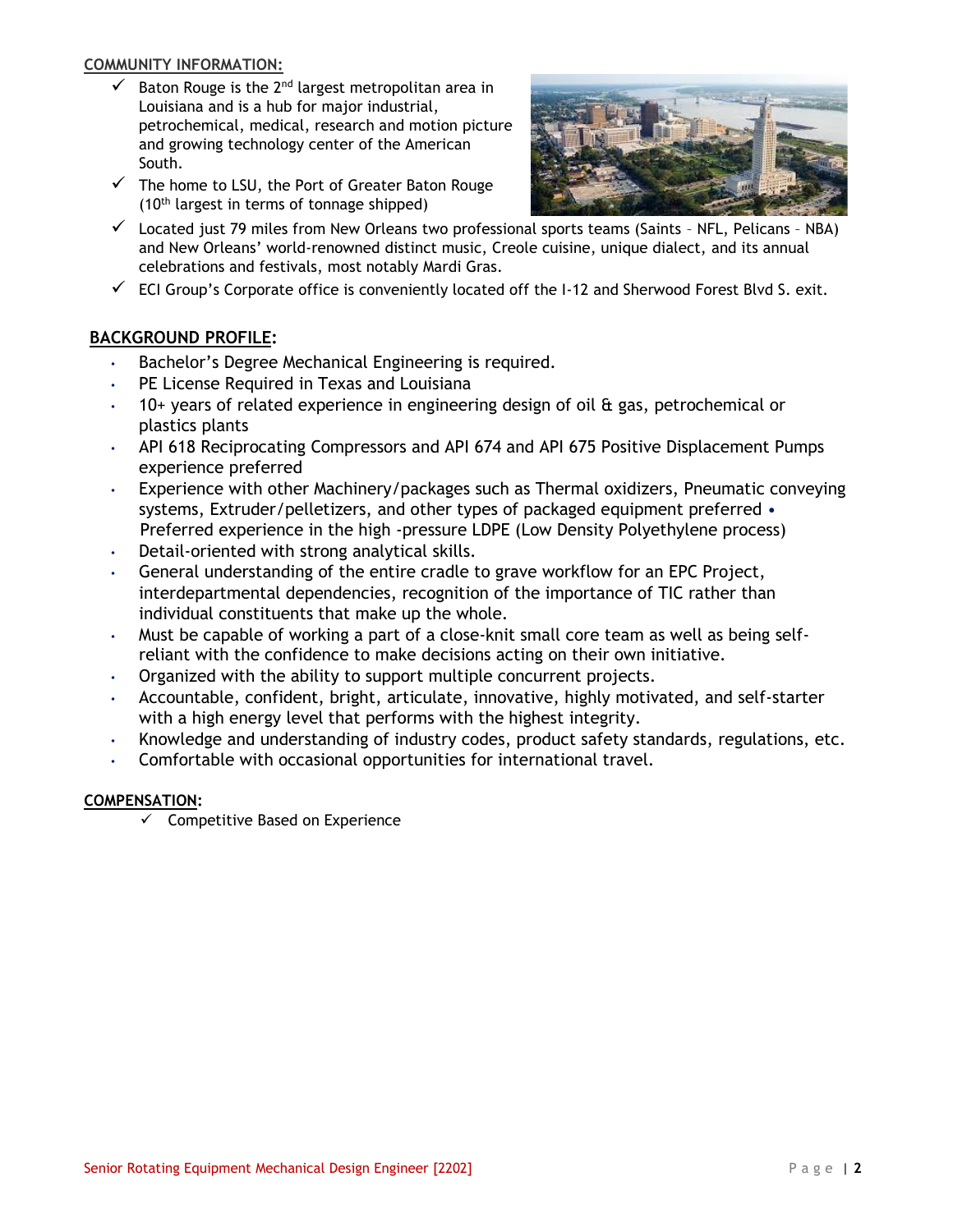**COMMUNITY INFORMATION:**

- ✓ Baton Rouge is the 2nd largest metropolitan area in Louisiana and is a hub for major industrial, petrochemical, medical, research and motion picture and growing technology center of the American South.
- ✓ The home to LSU, the Port of Greater Baton Rouge (10th largest in terms of tonnage shipped)
- ✓ Located just 79 miles from New Orleans two professional sports teams (Saints – NFL, Pelicans – NBA) and New Orleans' world-renowned distinct music, Creole cuisine, unique dialect, and its annual celebrations and festivals, most notably Mardi Gras.
- ✓ ECI Group's Corporate office is conveniently located off the I-12 and Sherwood Forest Blvd S. exit.

**BACKGROUND PROFILE:**

- Bachelor's Degree Mechanical Engineering is required.
- PE License Required in Texas and Louisiana
- 10+ years of related experience in engineering design of oil & gas, petrochemical or plastics plants
- API 618 Reciprocating Compressors and API 674 and API 675 Positive Displacement Pumps experience preferred
- Experience with other Machinery/packages such as Thermal oxidizers, Pneumatic conveying systems, Extruder/pelletizers, and other types of packaged equipment preferred • Preferred experience in the high -pressure LDPE (Low Density Polyethylene process)
- Detail-oriented with strong analytical skills.
- General understanding of the entire cradle to grave workflow for an EPC Project, interdepartmental dependencies, recognition of the importance of TIC rather than individual constituents that make up the whole.
- Must be capable of working a part of a close-knit small core team as well as being self-reliant with the confidence to make decisions acting on their own initiative.
- Organized with the ability to support multiple concurrent projects.
- Accountable, confident, bright, articulate, innovative, highly motivated, and self-starter with a high energy level that performs with the highest integrity.
- Knowledge and understanding of industry codes, product safety standards, regulations, etc.
- Comfortable with occasional opportunities for international travel.

**COMPENSATION:**

- ✓ Competitive Based on Experience